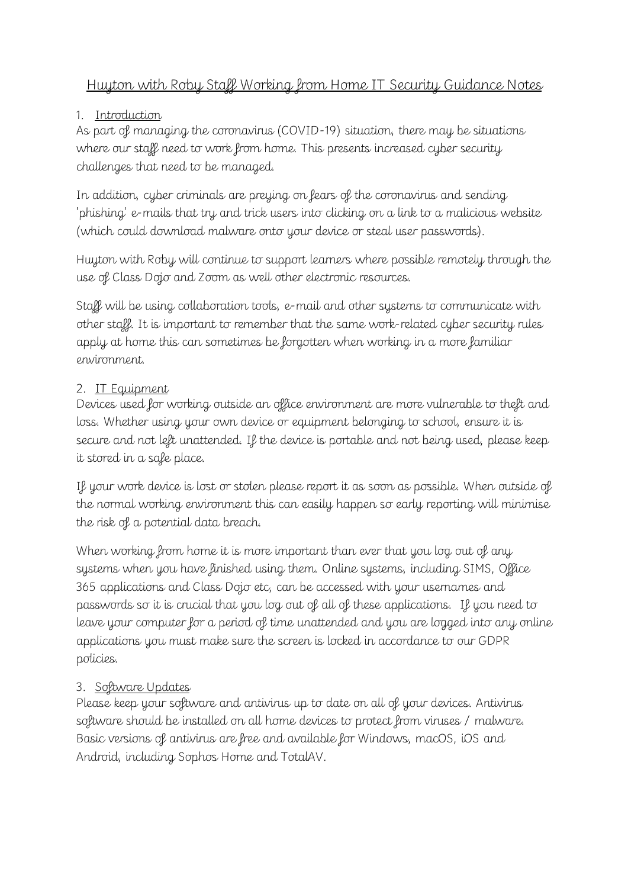# Huyton with Roby Staff Working from Home IT Security Guidance Notes

## 1. Introduction

As part of managing the coronavirus (COVID-19) situation, there may be situations where our staff need to work from home. This presents increased cyber security challenges that need to be managed.

In addition, cyber criminals are preying on fears of the coronavirus and sending 'phishing' e-mails that try and trick users into clicking on a link to a malicious website (which could download malware onto your device or steal user passwords).

Huyton with Roby will continue to support learners where possible remotely through the use of Class Dojo and Zoom as well other electronic resources.

Staff will be using collaboration tools, e-mail and other systems to communicate with other staff. It is important to remember that the same work-related cyber security rules apply at home this can sometimes be forgotten when working in a more familiar environment.

## 2. IT Equipment

Devices used for working outside an office environment are more vulnerable to theft and loss. Whether using your own device or equipment belonging to school, ensure it is secure and not left unattended. If the device is portable and not being used, please keep it stored in a safe place.

If your work device is lost or stolen please report it as soon as possible. When outside of the normal working environment this can easily happen so early reporting will minimise the risk of a potential data breach.

When working from home it is more important than ever that you log out of any systems when you have finished using them. Online systems, including SIMS, Office 365 applications and Class Dojo etc, can be accessed with your usernames and passwords so it is crucial that you log out of all of these applications. If you need to leave your computer for a period of time unattended and you are logged into any online applications you must make sure the screen is locked in accordance to our GDPR policies.

## 3. Software Updates

Please keep your software and antivirus up to date on all of your devices. Antivirus software should be installed on all home devices to protect from viruses / malware. Basic versions of antivirus are free and available for Windows, macOS, iOS and Android, including Sophos Home and TotalAV.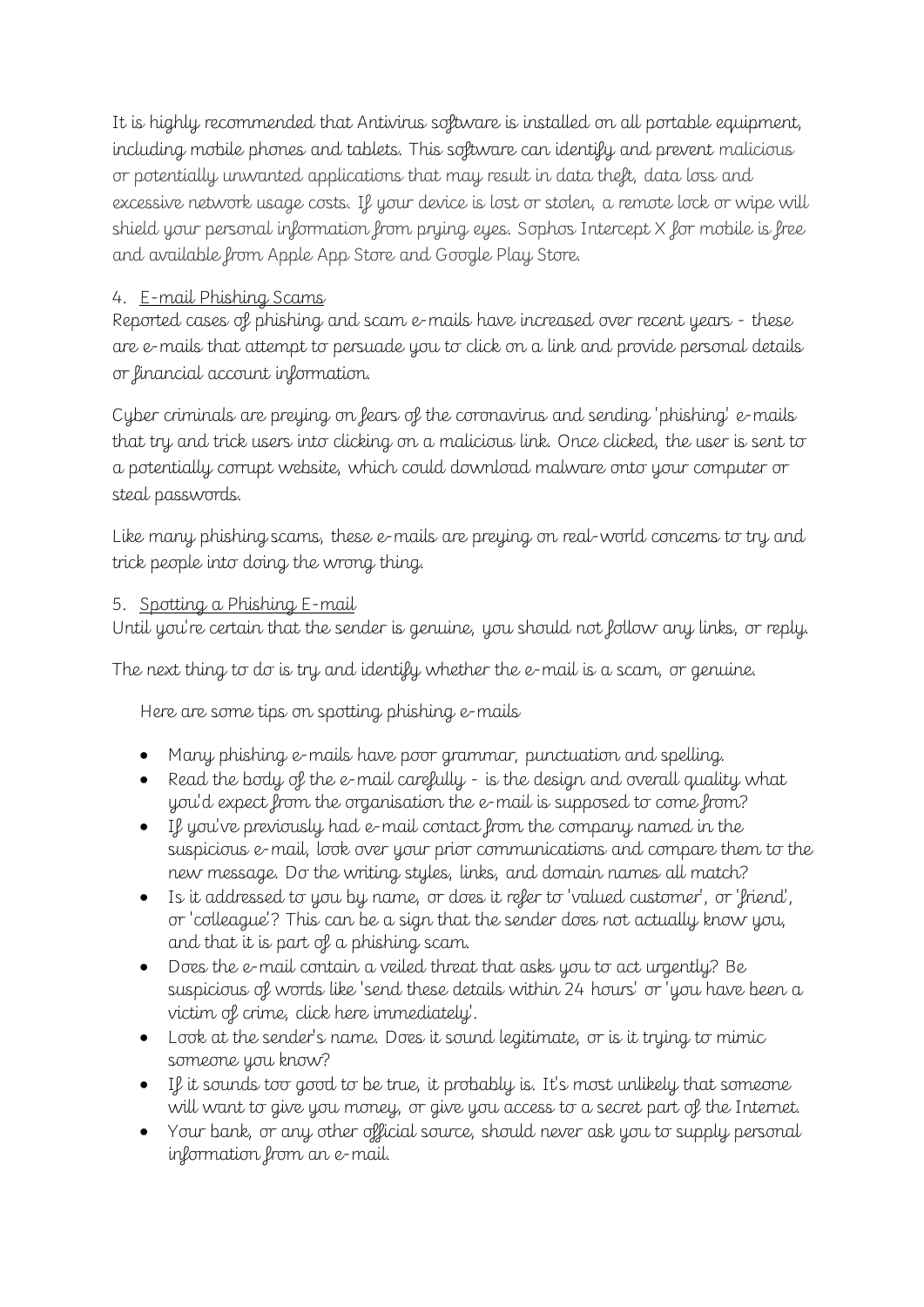It is highly recommended that Antivirus software is installed on all portable equipment, including mobile phones and tablets. This software can identify and prevent malicious or potentially unwanted applications that may result in data theft, data loss and excessive network usage costs. If your device is lost or stolen, a remote lock or wipe will shield your personal information from prying eyes. Sophos Intercept X for mobile is free and available from Apple App Store and Google Play Store.

4. <u>E-mail Phishing Scams</u>

Reported cases of phishing and scam e-mails have increased over recent years - these are e-mails that attempt to persuade you to click on a link and provide personal details or financial account information.

Cyber criminals are preying on fears of the coronavirus and sending 'phishing' e-mails that try and trick users into clicking on a malicious link. Once clicked, the user is sent to a potentially corrupt website, which could download malware onto your computer or steal passwords.

Like many phishing scams, these e-mails are preying on real-world concerns to try and trick people into doing the wrong thing.

5. <u>Spotting a Phishing E-mail</u>

Until you're certain that the sender is genuine, you should not follow any links, or reply.

The next thing to do is try and identify whether the e-mail is a scam, or genuine.

Here are some tips on spotting phishing e-mails

- Many phishing e-mails have poor grammar, punctuation and spelling.
- Read the body of the e-mail carefully - is the design and overall quality what you'd expect from the organisation the e-mail is supposed to come from?
- If you've previously had e-mail contact from the company named in the suspicious e-mail, look over your prior communications and compare them to the new message. Do the writing styles, links, and domain names all match?
- Is it addressed to you by name, or does it refer to 'valued customer', or 'friend', or 'colleague'? This can be a sign that the sender does not actually know you, and that it is part of a phishing scam.
- Does the e-mail contain a veiled threat that asks you to act urgently? Be suspicious of words like 'send these details within 24 hours' or 'you have been a victim of crime, click here immediately'.
- Look at the sender's name. Does it sound legitimate, or is it trying to mimic someone you know?
- If it sounds too good to be true, it probably is. It's most unlikely that someone will want to give you money, or give you access to a secret part of the Internet.
- Your bank, or any other official source, should never ask you to supply personal information from an e-mail.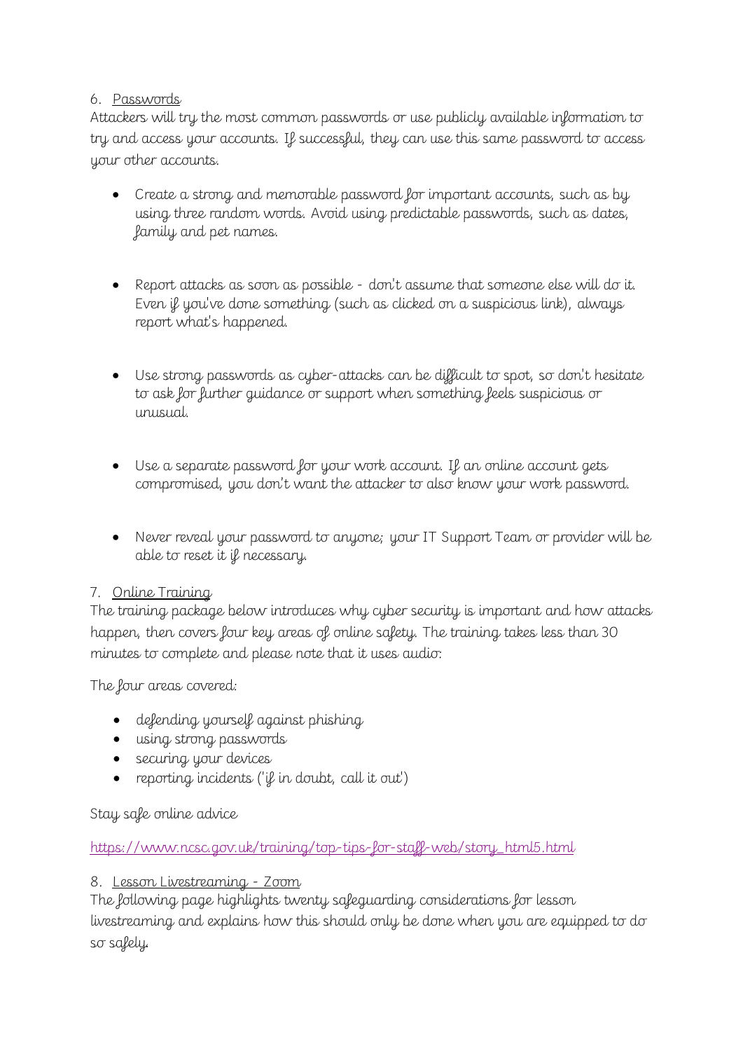6. Passwords

Attackers will try the most common passwords or use publicly available information to try and access your accounts. If successful, they can use this same password to access your other accounts.

- Create a strong and memorable password for important accounts, such as by using three random words. Avoid using predictable passwords, such as dates, family and pet names.
- Report attacks as soon as possible - don't assume that someone else will do it. Even if you've done something (such as clicked on a suspicious link), always report what's happened.
- Use strong passwords as cyber-attacks can be difficult to spot, so don't hesitate to ask for further guidance or support when something feels suspicious or unusual.
- Use a separate password for your work account. If an online account gets compromised, you don't want the attacker to also know your work password.
- Never reveal your password to anyone; your IT Support Team or provider will be able to reset it if necessary.

7. Online Training

The training package below introduces why cyber security is important and how attacks happen, then covers four key areas of online safety. The training takes less than 30 minutes to complete and please note that it uses audio:

The four areas covered:

- defending yourself against phishing
- using strong passwords
- securing your devices
- reporting incidents ('if in doubt, call it out')

Stay safe online advice

https://www.ncsc.gov.uk/training/top-tips-for-staff-web/story_html5.html

8. Lesson Livestreaming - Zoom

The following page highlights twenty safeguarding considerations for lesson livestreaming and explains how this should only be done when you are equipped to do so safely.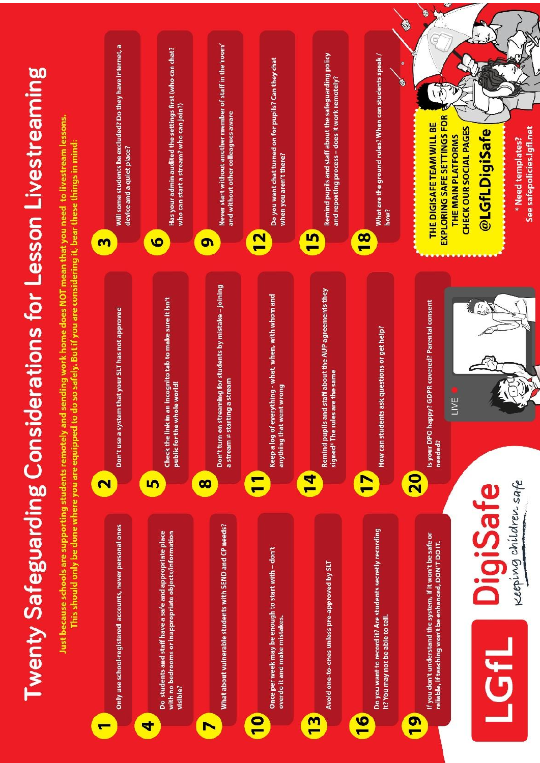# Twenty Safeguarding Considerations for Lesson Livestreaming

**Just because schools are supporting students remotely and sending work home does NOT mean that you need to livestream lessons. This should only be done where you are equipped to do so safely. But if you are considering it, bear these things in mind:**

1. Only use school-registered accounts, never personal ones
2. Don't use a system that your SLT has not approved
3. Will some students be excluded? Do they have internet, a device and a quiet place?
4. Do students and staff have a safe and appropriate place with no bedrooms or inappropriate objects/information visible?
5. Check the link in an incognito tab to make sure it isn't public for the whole world!
6. Has your admin audited the settings first (who can chat? who can start a stream? who can join?)
7. What about vulnerable students with SEND and CP needs?
8. Don't turn on streaming for students by mistake – joining a stream ≠ starting a stream
9. Never start without another member of staff in the 'room' and without other colleagues aware
10. Once per week may be enough to start with – don't overdo it and make mistakes.
11. Keep a log of everything - what, when, with whom and anything that went wrong
12. Do you want chat turned on for pupils? Can they chat when you aren't there?
13. Avoid one-to-ones unless pre-approved by SLT
14. Remind pupils and staff about the AUP agreements they signed* The rules are the same
15. Remind pupils and staff about the safeguarding policy and reporting process – does it work remotely?
16. Do you want to record it? Are students secretly recording it? You may not be able to tell.
17. How can students ask questions or get help?
18. What are the ground rules? When can students speak / how?
19. If you don't understand the system, if it won't be safe or reliable, if teaching won't be enhanced, DON'T DO IT.
20. Is your DPO happy? GDPR covered? Parental consent needed?

THE DIGISAFE TEAM WILL BE EXPLORING SAFE SETTINGS FOR THE MAIN PLATFORMS
CHECK OUR SOCIAL PAGES
**@LGfLDigiSafe**

\* Need templates?
See safepolicies.lgfl.net

LGfL DigiSafe
Keeping children safe